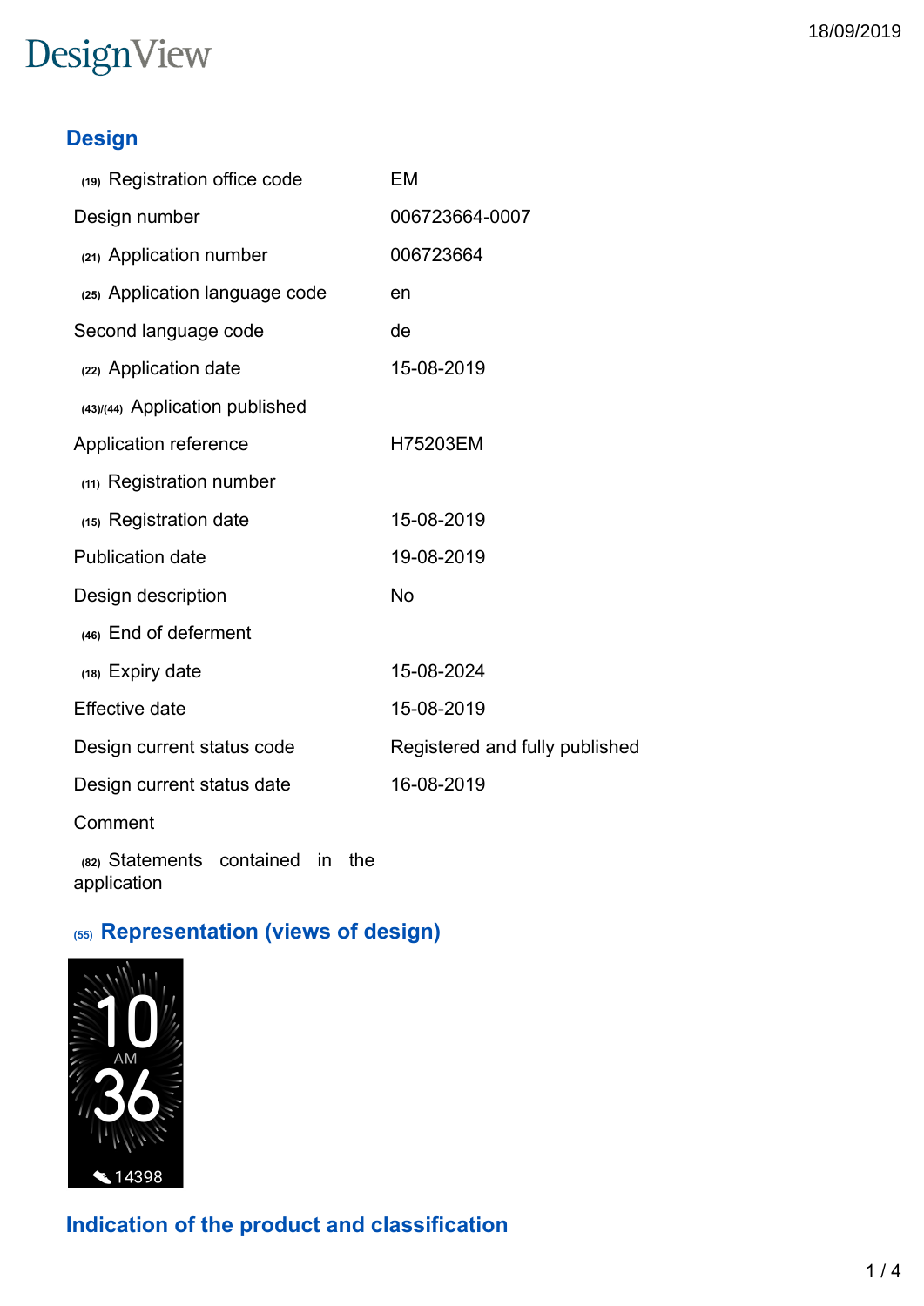DesignView

## Design

| | |
|---|---|
| (19) Registration office code | EM |
| Design number | 006723664-0007 |
| (21) Application number | 006723664 |
| (25) Application language code | en |
| Second language code | de |
| (22) Application date | 15-08-2019 |
| (43)/(44) Application published | |
| Application reference | H75203EM |
| (11) Registration number | |
| (15) Registration date | 15-08-2019 |
| Publication date | 19-08-2019 |
| Design description | No |
| (46) End of deferment | |
| (18) Expiry date | 15-08-2024 |
| Effective date | 15-08-2019 |
| Design current status code | Registered and fully published |
| Design current status date | 16-08-2019 |
| Comment | |
| (82) Statements contained in the application | |

## (55) Representation (views of design)

## Indication of the product and classification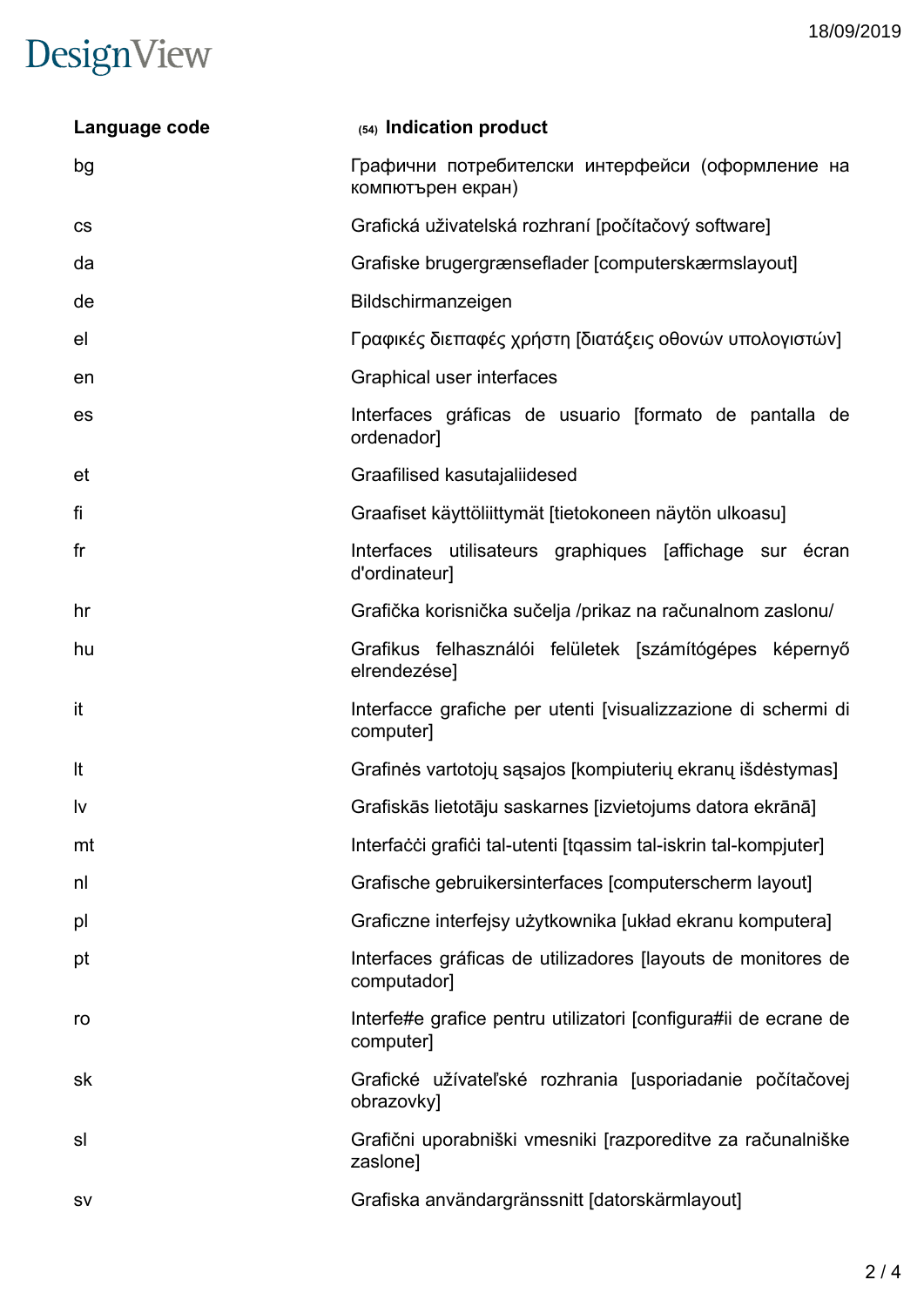| Language code | (54) Indication product |
|---|---|
| bg | Графични потребителски интерфейси (оформление на компютърен екран) |
| cs | Grafická uživatelská rozhraní [počítačový software] |
| da | Grafiske brugergrænseflader [computerskærmslayout] |
| de | Bildschirmanzeigen |
| el | Γραφικές διεπαφές χρήστη [διατάξεις οθονών υπολογιστών] |
| en | Graphical user interfaces |
| es | Interfaces gráficas de usuario [formato de pantalla de ordenador] |
| et | Graafilised kasutajaliidesed |
| fi | Graafiset käyttöliittymät [tietokoneen näytön ulkoasu] |
| fr | Interfaces utilisateurs graphiques [affichage sur écran d'ordinateur] |
| hr | Grafička korisnička sučelja /prikaz na računalnom zaslonu/ |
| hu | Grafikus felhasználói felületek [számítógépes képernyő elrendezése] |
| it | Interfacce grafiche per utenti [visualizzazione di schermi di computer] |
| lt | Grafinės vartotojų sąsajos [kompiuterių ekranų išdėstymas] |
| lv | Grafiskās lietotāju saskarnes [izvietojums datora ekrānā] |
| mt | Interfaċċi grafiċi tal-utenti [tqassim tal-iskrin tal-kompjuter] |
| nl | Grafische gebruikersinterfaces [computerscherm layout] |
| pl | Graficzne interfejsy użytkownika [układ ekranu komputera] |
| pt | Interfaces gráficas de utilizadores [layouts de monitores de computador] |
| ro | Interfe#e grafice pentru utilizatori [configura#ii de ecrane de computer] |
| sk | Grafické užívateľské rozhrania [usporiadanie počítačovej obrazovky] |
| sl | Grafični uporabniški vmesniki [razporeditve za računalniške zaslone] |
| sv | Grafiska användargränssnitt [datorskärmlayout] |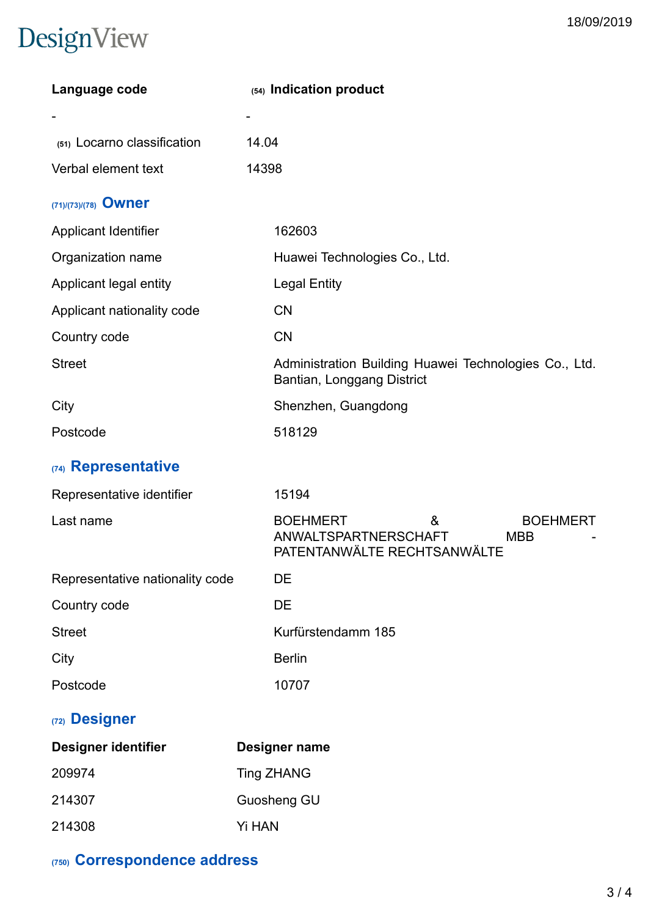| Language code | (54) Indication product |
|---|---|
| - | - |
| (51) Locarno classification | 14.04 |
| Verbal element text | 14398 |

## (71)/(73)/(78) Owner

| | |
|---|---|
| Applicant Identifier | 162603 |
| Organization name | Huawei Technologies Co., Ltd. |
| Applicant legal entity | Legal Entity |
| Applicant nationality code | CN |
| Country code | CN |
| Street | Administration Building Huawei Technologies Co., Ltd. Bantian, Longgang District |
| City | Shenzhen, Guangdong |
| Postcode | 518129 |

## (74) Representative

| | |
|---|---|
| Representative identifier | 15194 |
| Last name | BOEHMERT & BOEHMERT ANWALTSPARTNERSCHAFT MBB - PATENTANWÄLTE RECHTSANWÄLTE |
| Representative nationality code | DE |
| Country code | DE |
| Street | Kurfürstendamm 185 |
| City | Berlin |
| Postcode | 10707 |

## (72) Designer

| Designer identifier | Designer name |
|---|---|
| 209974 | Ting ZHANG |
| 214307 | Guosheng GU |
| 214308 | Yi HAN |

## (750) Correspondence address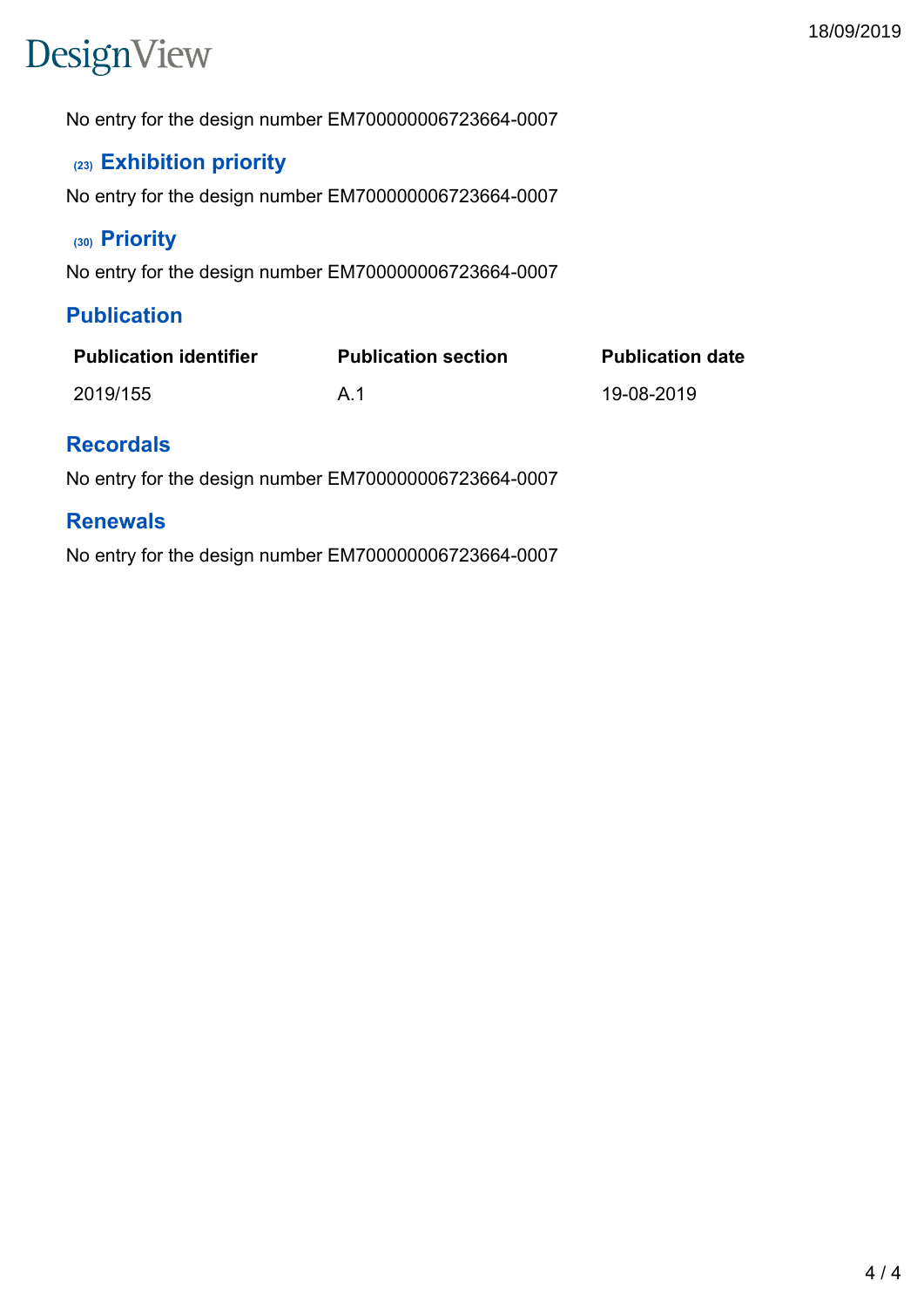No entry for the design number EM700000006723664-0007

## (23) Exhibition priority

No entry for the design number EM700000006723664-0007

## (30) Priority

No entry for the design number EM700000006723664-0007

## Publication

| Publication identifier | Publication section | Publication date |
|---|---|---|
| 2019/155 | A.1 | 19-08-2019 |

## Recordals

No entry for the design number EM700000006723664-0007

## Renewals

No entry for the design number EM700000006723664-0007